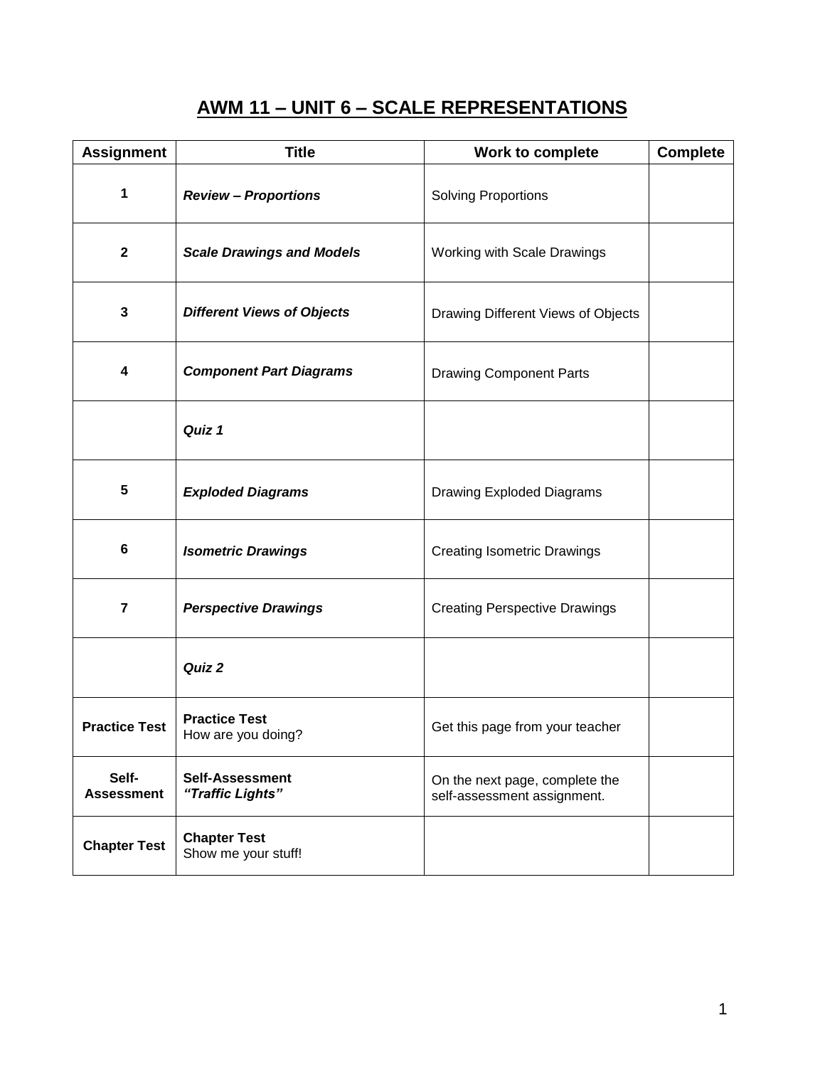# AWM 11 – UNIT 6 – SCALE REPRESENTATIONS

| Assignment | Title | Work to complete | Complete |
|---|---|---|---|
| 1 | ***Review – Proportions*** | Solving Proportions | |
| 2 | ***Scale Drawings and Models*** | Working with Scale Drawings | |
| 3 | ***Different Views of Objects*** | Drawing Different Views of Objects | |
| 4 | ***Component Part Diagrams*** | Drawing Component Parts | |
| | ***Quiz 1*** | | |
| 5 | ***Exploded Diagrams*** | Drawing Exploded Diagrams | |
| 6 | ***Isometric Drawings*** | Creating Isometric Drawings | |
| 7 | ***Perspective Drawings*** | Creating Perspective Drawings | |
| | ***Quiz 2*** | | |
| **Practice Test** | **Practice Test** How are you doing? | Get this page from your teacher | |
| **Self-Assessment** | **Self-Assessment** ***"Traffic Lights"*** | On the next page, complete the self-assessment assignment. | |
| **Chapter Test** | **Chapter Test** Show me your stuff! | | |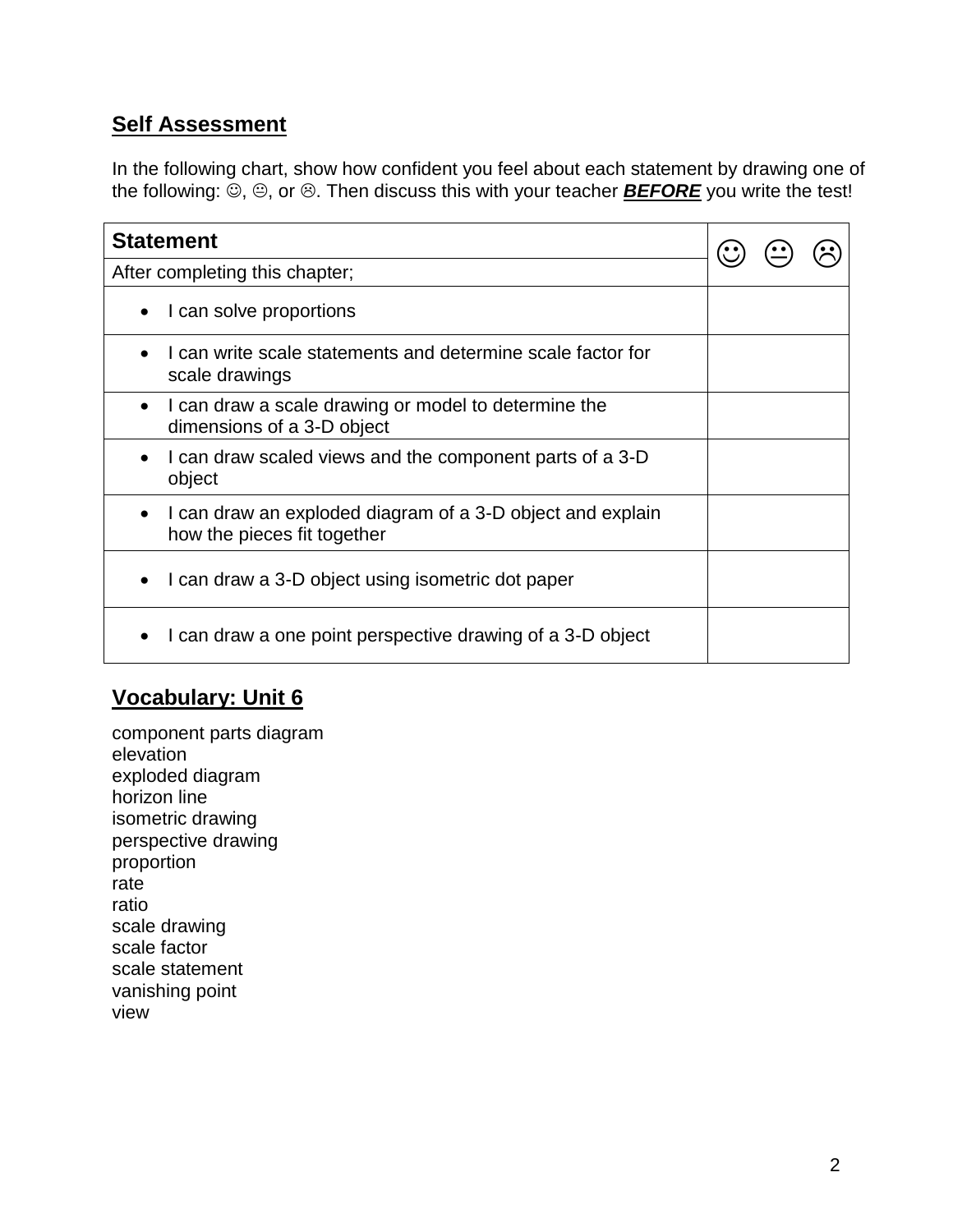## Self Assessment

In the following chart, show how confident you feel about each statement by drawing one of the following: ☺, 😐, or ☹. Then discuss this with your teacher ***BEFORE*** you write the test!

| Statement | ☺ 😐 ☹ |
| --- | --- |
| After completing this chapter; | |
| • I can solve proportions | |
| • I can write scale statements and determine scale factor for scale drawings | |
| • I can draw a scale drawing or model to determine the dimensions of a 3-D object | |
| • I can draw scaled views and the component parts of a 3-D object | |
| • I can draw an exploded diagram of a 3-D object and explain how the pieces fit together | |
| • I can draw a 3-D object using isometric dot paper | |
| • I can draw a one point perspective drawing of a 3-D object | |

## Vocabulary: Unit 6

component parts diagram
elevation
exploded diagram
horizon line
isometric drawing
perspective drawing
proportion
rate
ratio
scale drawing
scale factor
scale statement
vanishing point
view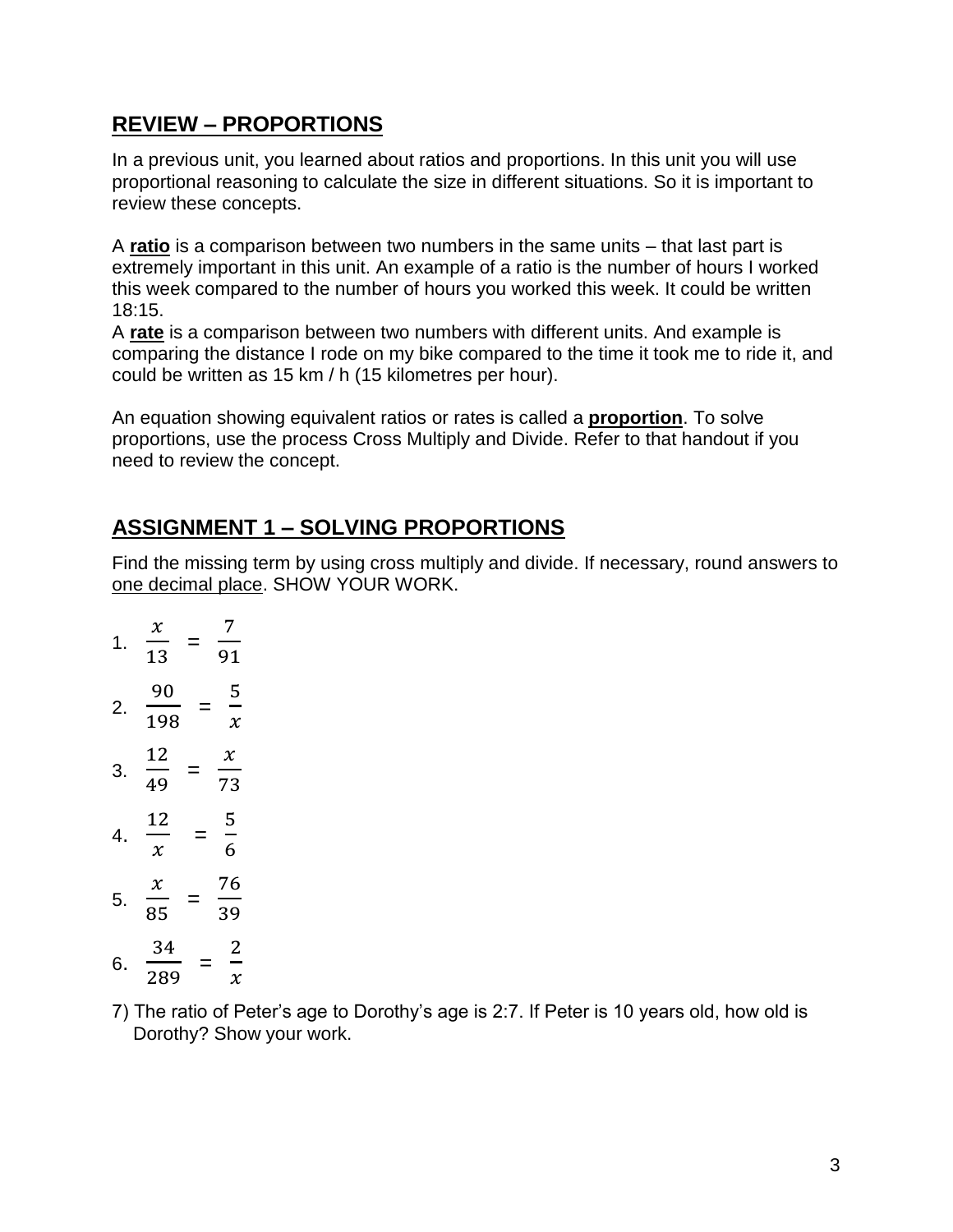## REVIEW – PROPORTIONS

In a previous unit, you learned about ratios and proportions. In this unit you will use proportional reasoning to calculate the size in different situations. So it is important to review these concepts.

A **ratio** is a comparison between two numbers in the same units – that last part is extremely important in this unit. An example of a ratio is the number of hours I worked this week compared to the number of hours you worked this week. It could be written 18:15.

A **rate** is a comparison between two numbers with different units. And example is comparing the distance I rode on my bike compared to the time it took me to ride it, and could be written as 15 km / h (15 kilometres per hour).

An equation showing equivalent ratios or rates is called a **proportion**. To solve proportions, use the process Cross Multiply and Divide. Refer to that handout if you need to review the concept.

## ASSIGNMENT 1 – SOLVING PROPORTIONS

Find the missing term by using cross multiply and divide. If necessary, round answers to one decimal place. SHOW YOUR WORK.

1. $\frac{x}{13} = \frac{7}{91}$

2. $\frac{90}{198} = \frac{5}{x}$

3. $\frac{12}{49} = \frac{x}{73}$

4. $\frac{12}{x} = \frac{5}{6}$

5. $\frac{x}{85} = \frac{76}{39}$

6. $\frac{34}{289} = \frac{2}{x}$

7) The ratio of Peter's age to Dorothy's age is 2:7. If Peter is 10 years old, how old is Dorothy? Show your work.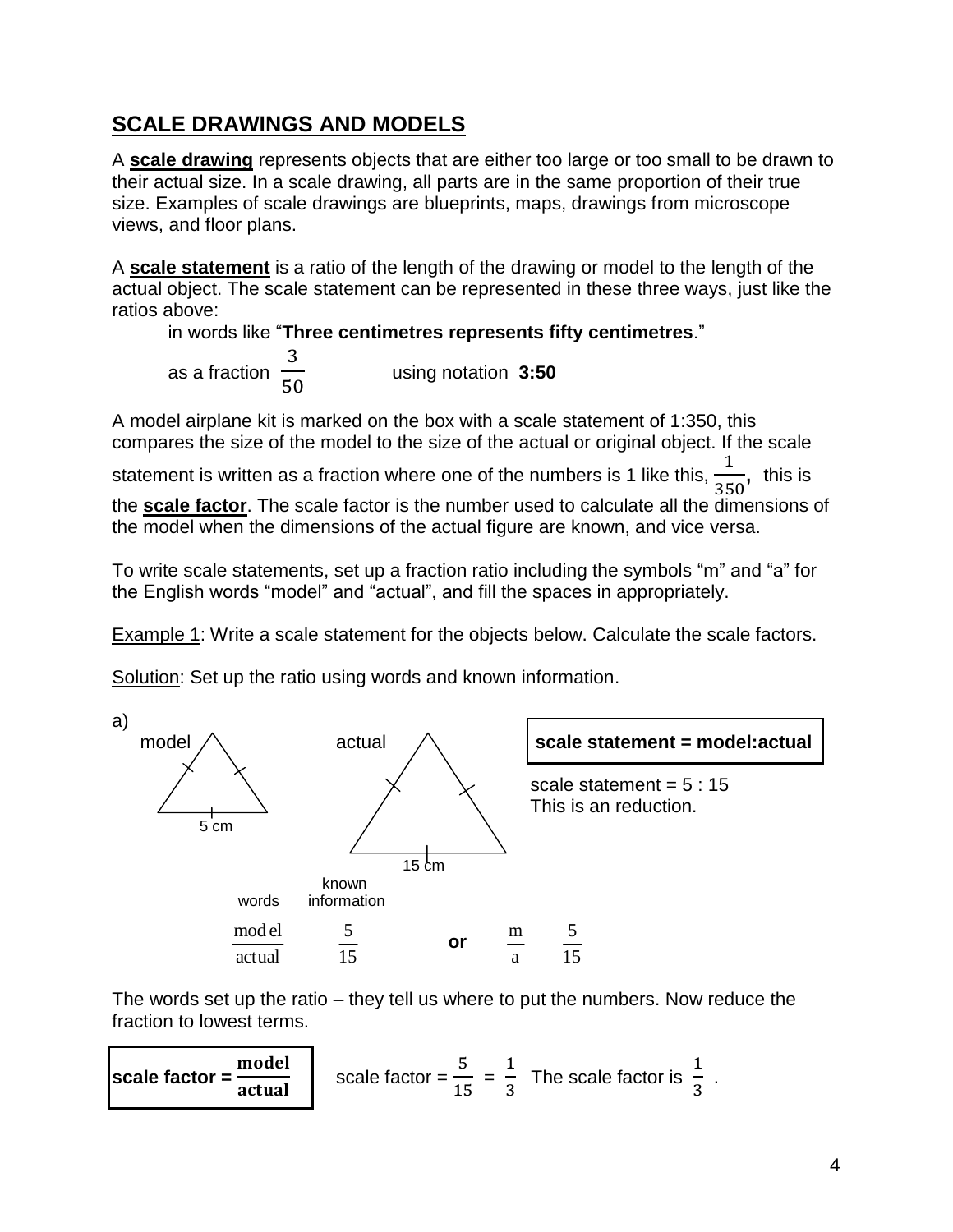## SCALE DRAWINGS AND MODELS

A **scale drawing** represents objects that are either too large or too small to be drawn to their actual size. In a scale drawing, all parts are in the same proportion of their true size. Examples of scale drawings are blueprints, maps, drawings from microscope views, and floor plans.

A **scale statement** is a ratio of the length of the drawing or model to the length of the actual object. The scale statement can be represented in these three ways, just like the ratios above:

in words like "**Three centimetres represents fifty centimetres**."

as a fraction $\frac{3}{50}$ using notation **3:50**

A model airplane kit is marked on the box with a scale statement of 1:350, this compares the size of the model to the size of the actual or original object. If the scale statement is written as a fraction where one of the numbers is 1 like this, $\frac{1}{350}$, this is the **scale factor**. The scale factor is the number used to calculate all the dimensions of the model when the dimensions of the actual figure are known, and vice versa.

To write scale statements, set up a fraction ratio including the symbols "m" and "a" for the English words "model" and "actual", and fill the spaces in appropriately.

Example 1: Write a scale statement for the objects below. Calculate the scale factors.

Solution: Set up the ratio using words and known information.

a)

model (triangle with base 5 cm) actual (triangle with base 15 cm)

**scale statement = model:actual**

scale statement = 5 : 15
This is an reduction.

| words | known information | | | |
|---|---|---|---|---|
| $\frac{\text{model}}{\text{actual}}$ | $\frac{5}{15}$ | **or** | $\frac{m}{a}$ | $\frac{5}{15}$ |

The words set up the ratio – they tell us where to put the numbers. Now reduce the fraction to lowest terms.

**scale factor =** $\frac{\textbf{model}}{\textbf{actual}}$

scale factor = $\frac{5}{15} = \frac{1}{3}$ The scale factor is $\frac{1}{3}$ .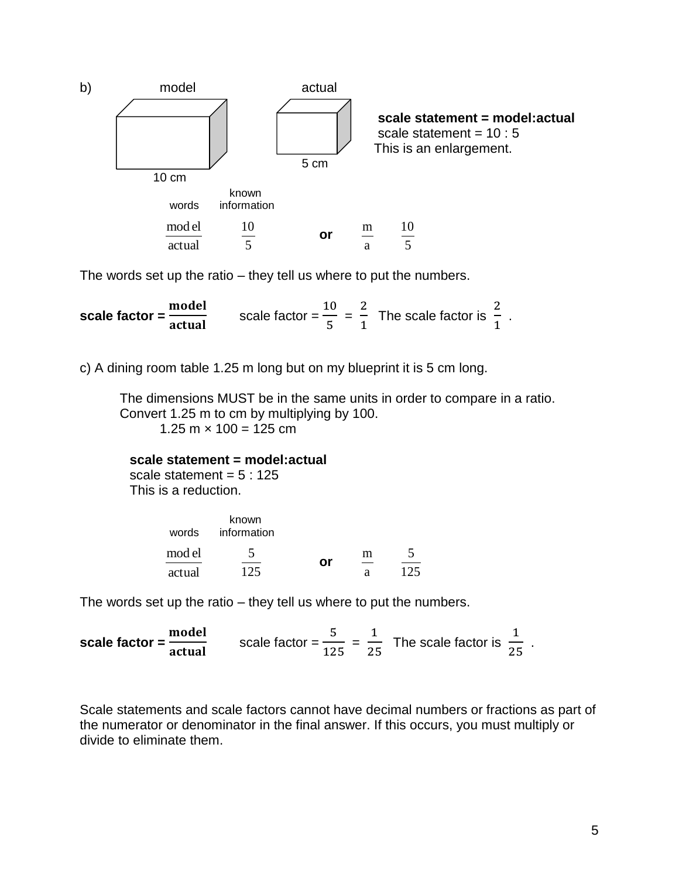b) model actual

10 cm 5 cm

**scale statement = model:actual**
scale statement = 10 : 5
This is an enlargement.

| words | known information | | | |
|---|---|---|---|---|
| $\frac{model}{actual}$ | $\frac{10}{5}$ | **or** | $\frac{m}{a}$ | $\frac{10}{5}$ |

The words set up the ratio – they tell us where to put the numbers.

**scale factor =** $\frac{\textbf{model}}{\textbf{actual}}$ scale factor = $\frac{10}{5}$ = $\frac{2}{1}$ The scale factor is $\frac{2}{1}$ .

c) A dining room table 1.25 m long but on my blueprint it is 5 cm long.

The dimensions MUST be in the same units in order to compare in a ratio.
Convert 1.25 m to cm by multiplying by 100.
1.25 m × 100 = 125 cm

**scale statement = model:actual**
scale statement = 5 : 125
This is a reduction.

| words | known information | | | |
|---|---|---|---|---|
| $\frac{model}{actual}$ | $\frac{5}{125}$ | **or** | $\frac{m}{a}$ | $\frac{5}{125}$ |

The words set up the ratio – they tell us where to put the numbers.

**scale factor =** $\frac{\textbf{model}}{\textbf{actual}}$ scale factor = $\frac{5}{125}$ = $\frac{1}{25}$ The scale factor is $\frac{1}{25}$ .

Scale statements and scale factors cannot have decimal numbers or fractions as part of the numerator or denominator in the final answer. If this occurs, you must multiply or divide to eliminate them.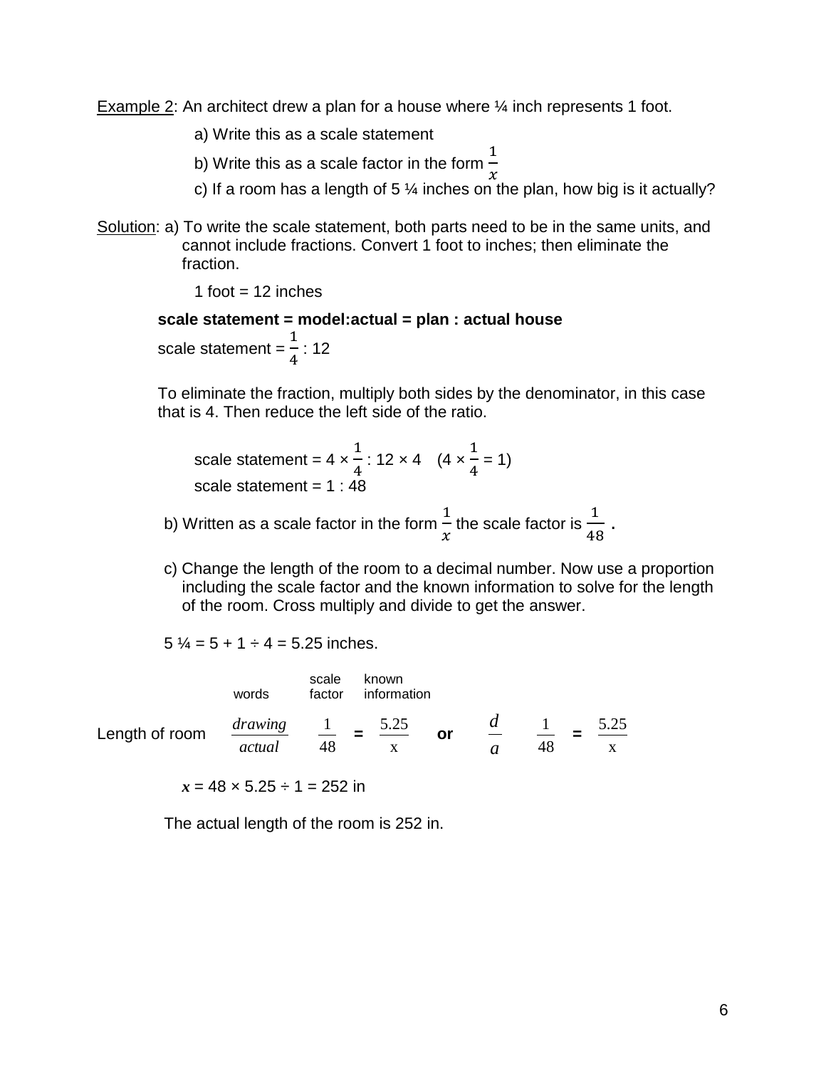Example 2: An architect drew a plan for a house where ¼ inch represents 1 foot.

a) Write this as a scale statement

b) Write this as a scale factor in the form $\frac{1}{x}$

c) If a room has a length of 5 ¼ inches on the plan, how big is it actually?

Solution: a) To write the scale statement, both parts need to be in the same units, and cannot include fractions. Convert 1 foot to inches; then eliminate the fraction.

1 foot = 12 inches

**scale statement = model:actual = plan : actual house**

scale statement = $\frac{1}{4}$ : 12

To eliminate the fraction, multiply both sides by the denominator, in this case that is 4. Then reduce the left side of the ratio.

scale statement = $4 \times \frac{1}{4} : 12 \times 4$ $\quad (4 \times \frac{1}{4} = 1)$

scale statement = 1 : 48

b) Written as a scale factor in the form $\frac{1}{x}$ the scale factor is $\frac{1}{48}$ **.**

c) Change the length of the room to a decimal number. Now use a proportion including the scale factor and the known information to solve for the length of the room. Cross multiply and divide to get the answer.

5 ¼ = 5 + 1 ÷ 4 = 5.25 inches.

| | words | scale factor | | known information | | | | | |
|---|---|---|---|---|---|---|---|---|---|
| Length of room | $\frac{drawing}{actual}$ | $\frac{1}{48}$ | **=** | $\frac{5.25}{x}$ | **or** | $\frac{d}{a}$ | $\frac{1}{48}$ | **=** | $\frac{5.25}{x}$ |

$x = 48 \times 5.25 \div 1 = 252$ in

The actual length of the room is 252 in.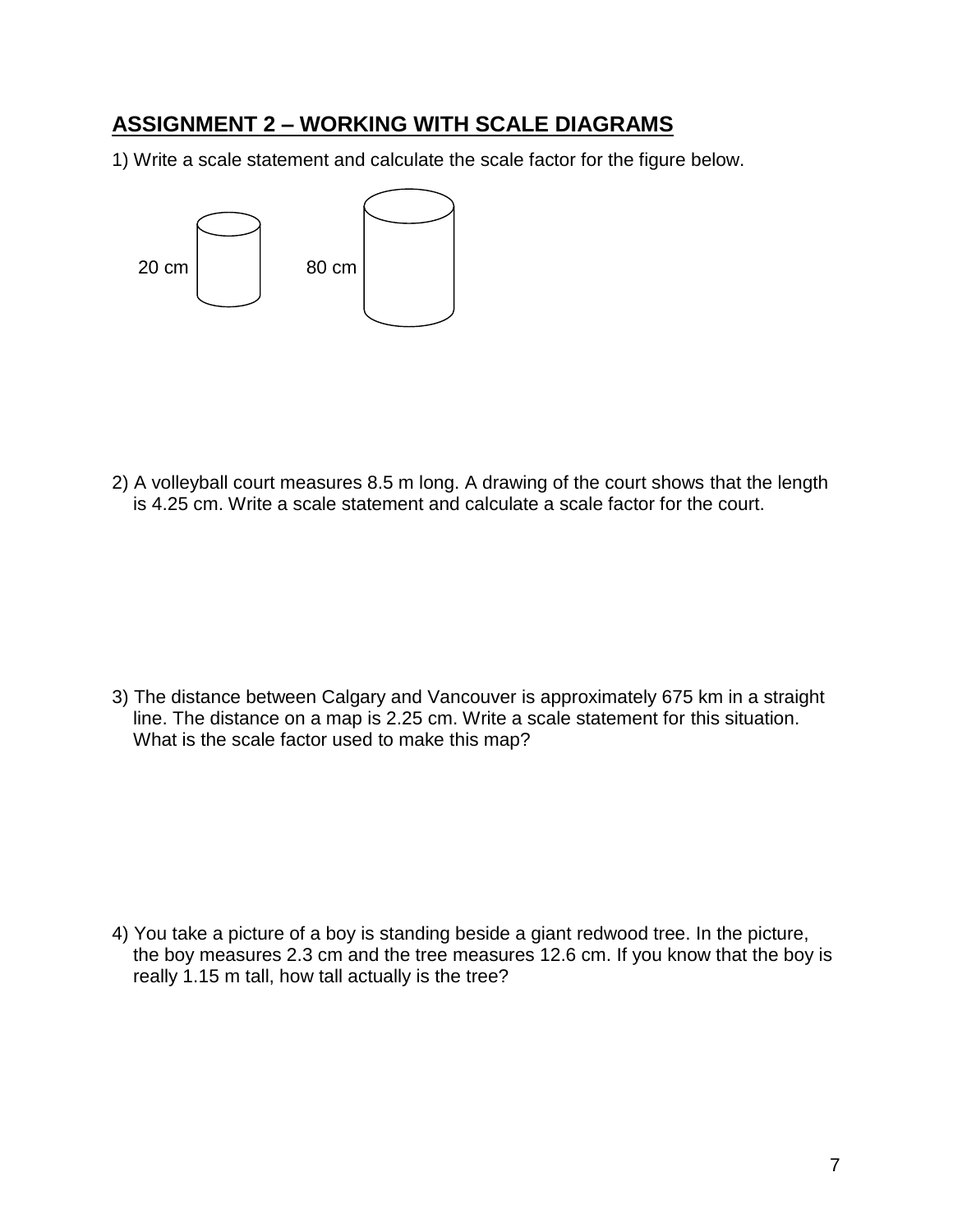## ASSIGNMENT 2 – WORKING WITH SCALE DIAGRAMS

1) Write a scale statement and calculate the scale factor for the figure below.

20 cm 80 cm

2) A volleyball court measures 8.5 m long. A drawing of the court shows that the length is 4.25 cm. Write a scale statement and calculate a scale factor for the court.

3) The distance between Calgary and Vancouver is approximately 675 km in a straight line. The distance on a map is 2.25 cm. Write a scale statement for this situation. What is the scale factor used to make this map?

4) You take a picture of a boy is standing beside a giant redwood tree. In the picture, the boy measures 2.3 cm and the tree measures 12.6 cm. If you know that the boy is really 1.15 m tall, how tall actually is the tree?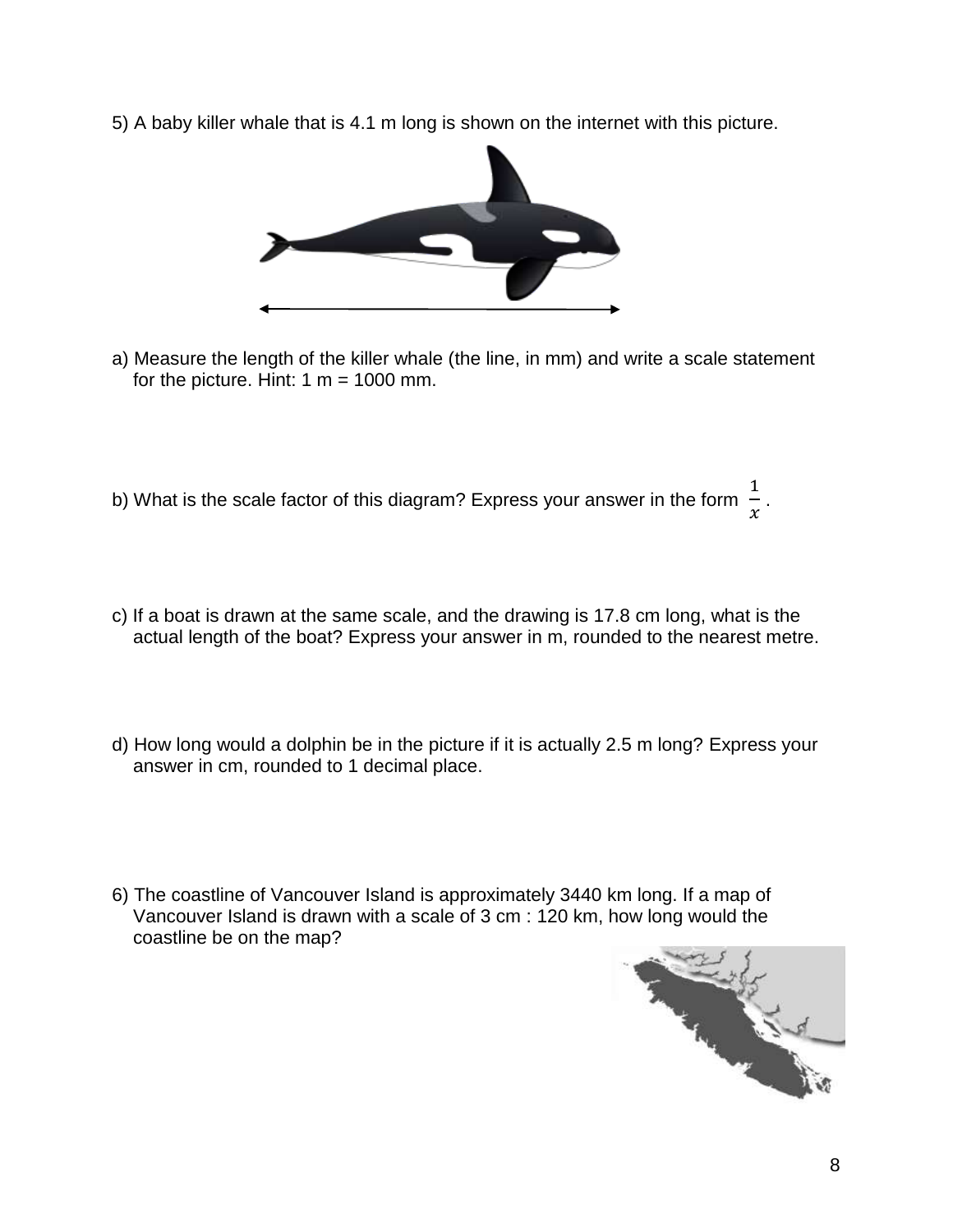5) A baby killer whale that is 4.1 m long is shown on the internet with this picture.

a) Measure the length of the killer whale (the line, in mm) and write a scale statement for the picture. Hint: 1 m = 1000 mm.

b) What is the scale factor of this diagram? Express your answer in the form $\frac{1}{x}$.

c) If a boat is drawn at the same scale, and the drawing is 17.8 cm long, what is the actual length of the boat? Express your answer in m, rounded to the nearest metre.

d) How long would a dolphin be in the picture if it is actually 2.5 m long? Express your answer in cm, rounded to 1 decimal place.

6) The coastline of Vancouver Island is approximately 3440 km long. If a map of Vancouver Island is drawn with a scale of 3 cm : 120 km, how long would the coastline be on the map?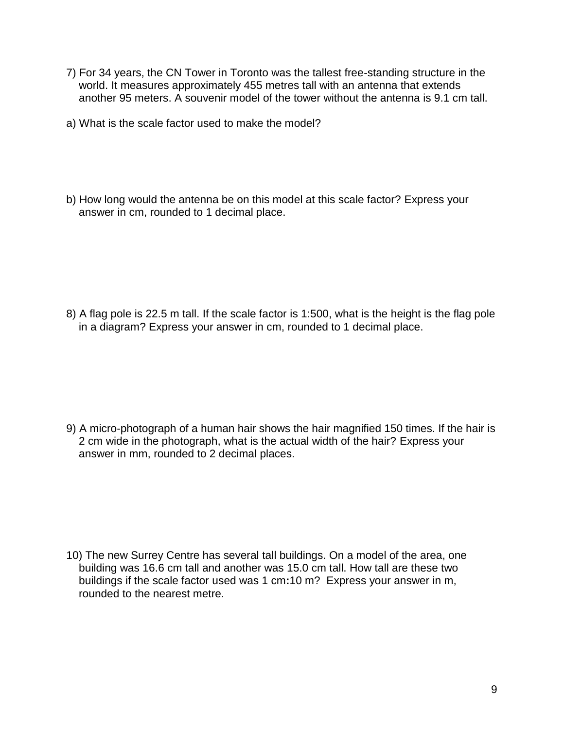7) For 34 years, the CN Tower in Toronto was the tallest free-standing structure in the world. It measures approximately 455 metres tall with an antenna that extends another 95 meters. A souvenir model of the tower without the antenna is 9.1 cm tall.

a) What is the scale factor used to make the model?

b) How long would the antenna be on this model at this scale factor? Express your answer in cm, rounded to 1 decimal place.

8) A flag pole is 22.5 m tall. If the scale factor is 1:500, what is the height is the flag pole in a diagram? Express your answer in cm, rounded to 1 decimal place.

9) A micro-photograph of a human hair shows the hair magnified 150 times. If the hair is 2 cm wide in the photograph, what is the actual width of the hair? Express your answer in mm, rounded to 2 decimal places.

10) The new Surrey Centre has several tall buildings. On a model of the area, one building was 16.6 cm tall and another was 15.0 cm tall. How tall are these two buildings if the scale factor used was 1 cm**:**10 m? Express your answer in m, rounded to the nearest metre.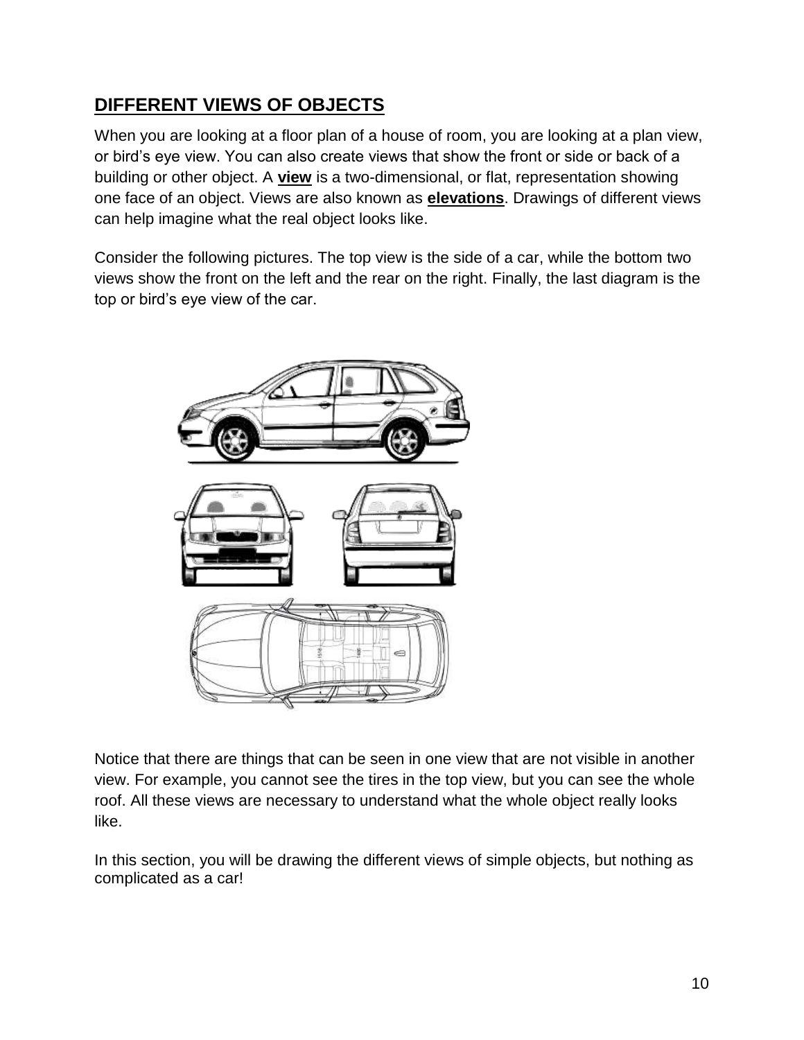## DIFFERENT VIEWS OF OBJECTS

When you are looking at a floor plan of a house of room, you are looking at a plan view, or bird's eye view. You can also create views that show the front or side or back of a building or other object. A **view** is a two-dimensional, or flat, representation showing one face of an object. Views are also known as **elevations**. Drawings of different views can help imagine what the real object looks like.

Consider the following pictures. The top view is the side of a car, while the bottom two views show the front on the left and the rear on the right. Finally, the last diagram is the top or bird's eye view of the car.

Notice that there are things that can be seen in one view that are not visible in another view. For example, you cannot see the tires in the top view, but you can see the whole roof. All these views are necessary to understand what the whole object really looks like.

In this section, you will be drawing the different views of simple objects, but nothing as complicated as a car!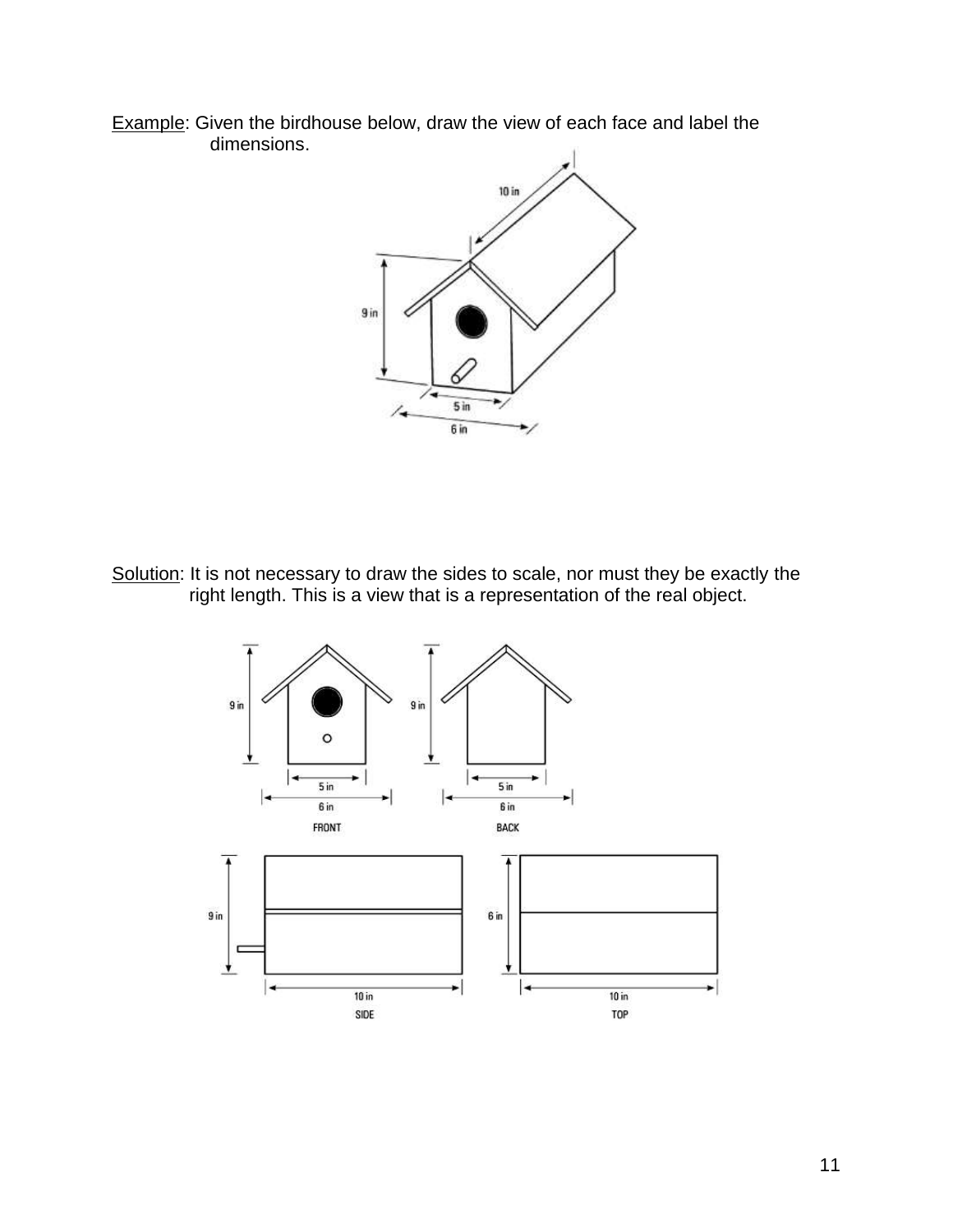Example: Given the birdhouse below, draw the view of each face and label the dimensions.

Solution: It is not necessary to draw the sides to scale, nor must they be exactly the right length. This is a view that is a representation of the real object.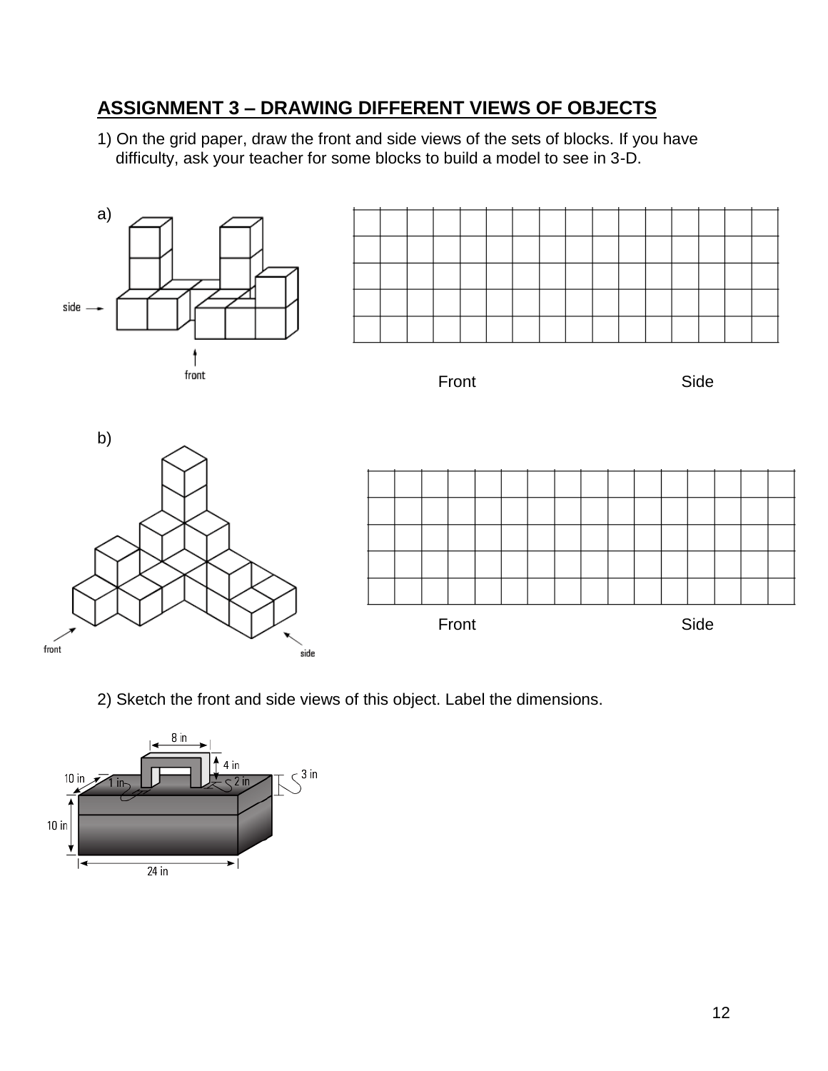## ASSIGNMENT 3 – DRAWING DIFFERENT VIEWS OF OBJECTS

1) On the grid paper, draw the front and side views of the sets of blocks. If you have difficulty, ask your teacher for some blocks to build a model to see in 3-D.

a)

side → ↑ front

Front Side

b)

front side

Front Side

2) Sketch the front and side views of this object. Label the dimensions.

8 in, 4 in, 3 in, 10 in, 1 in, 2 in, 10 in, 24 in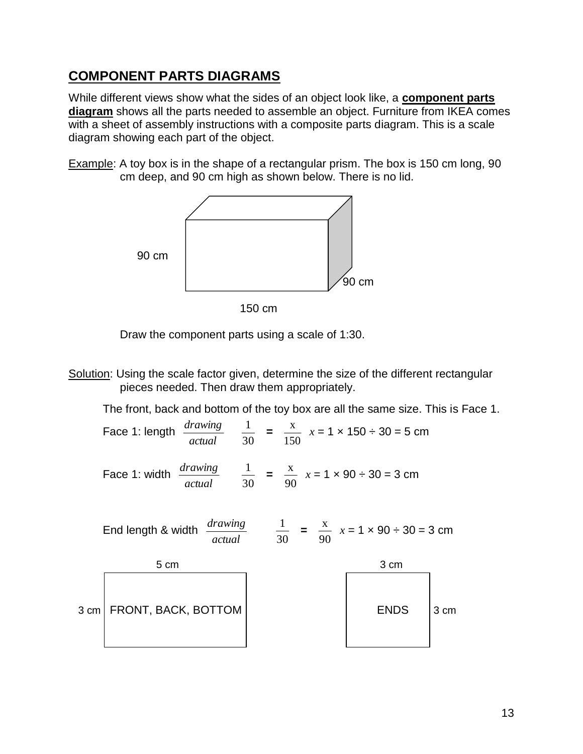## COMPONENT PARTS DIAGRAMS

While different views show what the sides of an object look like, a **component parts diagram** shows all the parts needed to assemble an object. Furniture from IKEA comes with a sheet of assembly instructions with a composite parts diagram. This is a scale diagram showing each part of the object.

Example: A toy box is in the shape of a rectangular prism. The box is 150 cm long, 90 cm deep, and 90 cm high as shown below. There is no lid.

90 cm

90 cm

150 cm

Draw the component parts using a scale of 1:30.

Solution: Using the scale factor given, determine the size of the different rectangular pieces needed. Then draw them appropriately.

The front, back and bottom of the toy box are all the same size. This is Face 1.

Face 1: length $\frac{drawing}{actual}$ $\frac{1}{30} = \frac{x}{150}$ $x$ = 1 × 150 ÷ 30 = 5 cm

Face 1: width $\frac{drawing}{actual}$ $\frac{1}{30} = \frac{x}{90}$ $x$ = 1 × 90 ÷ 30 = 3 cm

End length & width $\frac{drawing}{actual}$ $\frac{1}{30} = \frac{x}{90}$ $x$ = 1 × 90 ÷ 30 = 3 cm

5 cm

3 cm FRONT, BACK, BOTTOM

3 cm

ENDS 3 cm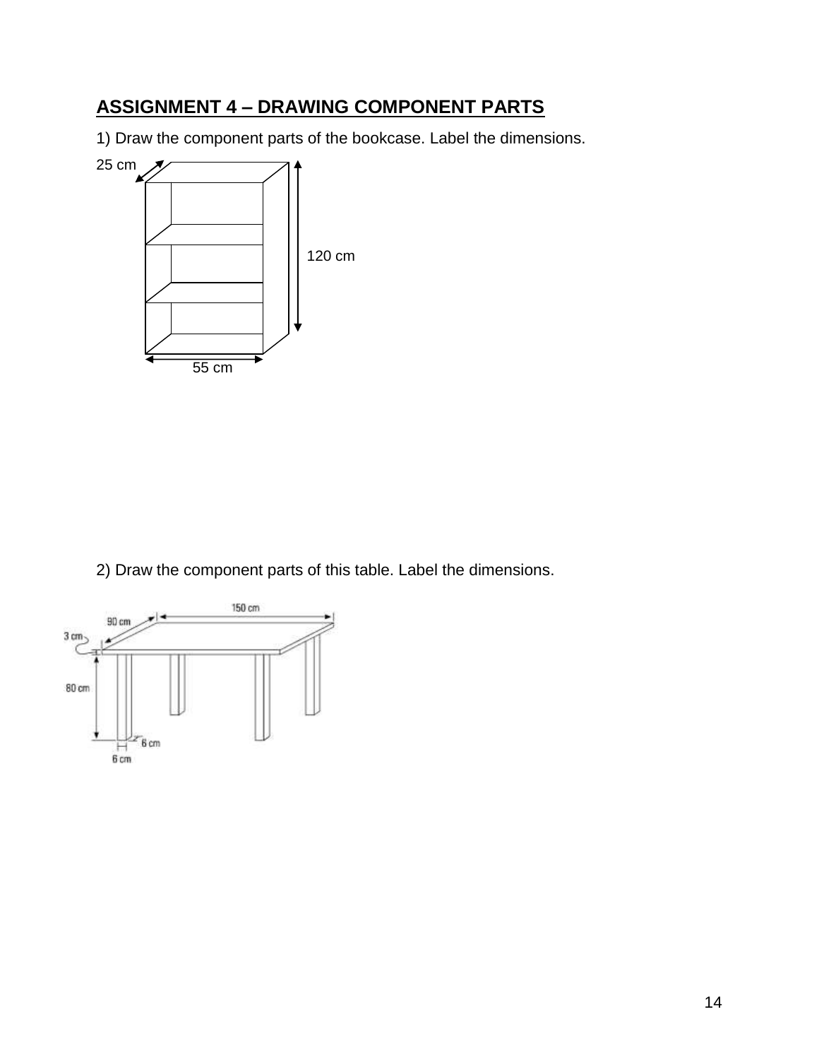## ASSIGNMENT 4 – DRAWING COMPONENT PARTS

1) Draw the component parts of the bookcase. Label the dimensions.

25 cm

120 cm

55 cm

2) Draw the component parts of this table. Label the dimensions.

150 cm

90 cm

3 cm

80 cm

6 cm

6 cm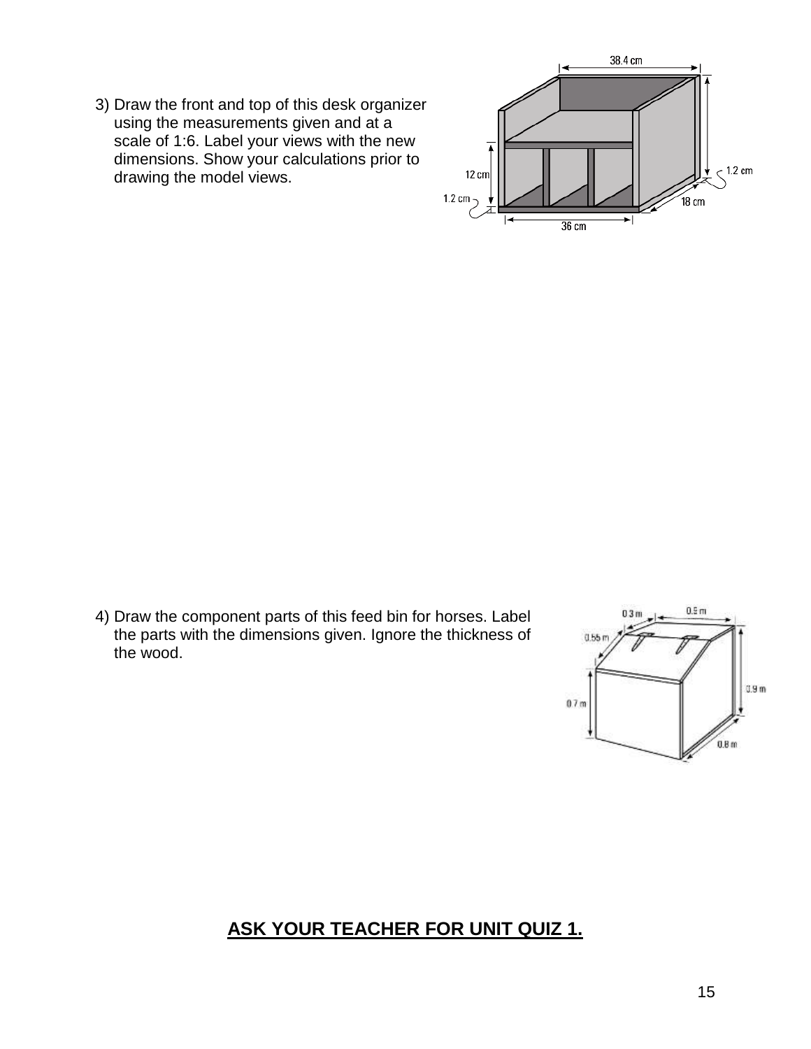3) Draw the front and top of this desk organizer using the measurements given and at a scale of 1:6. Label your views with the new dimensions. Show your calculations prior to drawing the model views.

4) Draw the component parts of this feed bin for horses. Label the parts with the dimensions given. Ignore the thickness of the wood.

**ASK YOUR TEACHER FOR UNIT QUIZ 1.**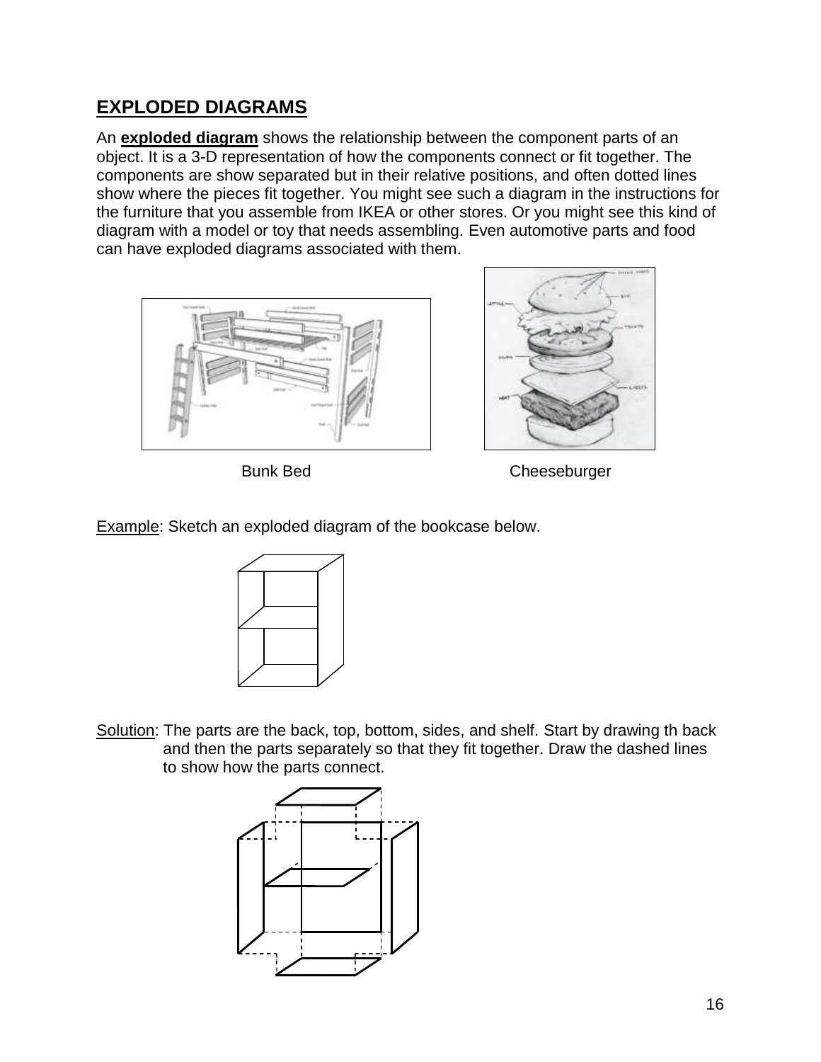## EXPLODED DIAGRAMS

An **exploded diagram** shows the relationship between the component parts of an object. It is a 3-D representation of how the components connect or fit together. The components are show separated but in their relative positions, and often dotted lines show where the pieces fit together. You might see such a diagram in the instructions for the furniture that you assemble from IKEA or other stores. Or you might see this kind of diagram with a model or toy that needs assembling. Even automotive parts and food can have exploded diagrams associated with them.

Bunk Bed

Cheeseburger

Example: Sketch an exploded diagram of the bookcase below.

Solution: The parts are the back, top, bottom, sides, and shelf. Start by drawing th back and then the parts separately so that they fit together. Draw the dashed lines to show how the parts connect.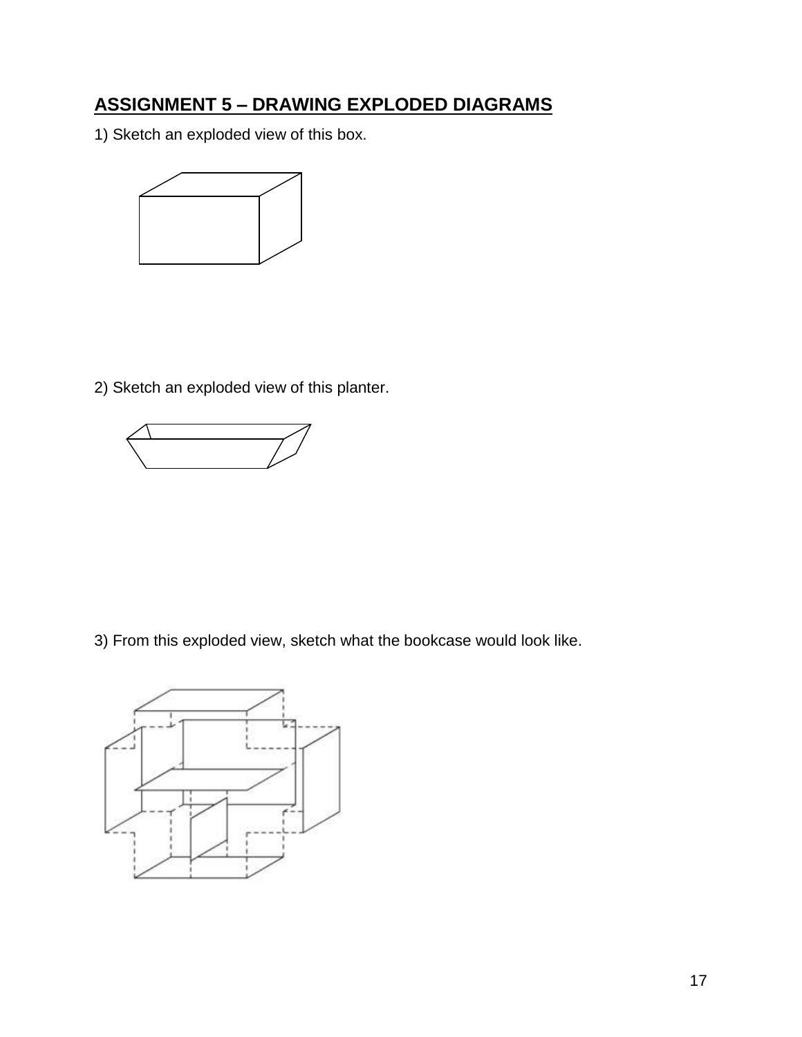## ASSIGNMENT 5 – DRAWING EXPLODED DIAGRAMS

1) Sketch an exploded view of this box.

2) Sketch an exploded view of this planter.

3) From this exploded view, sketch what the bookcase would look like.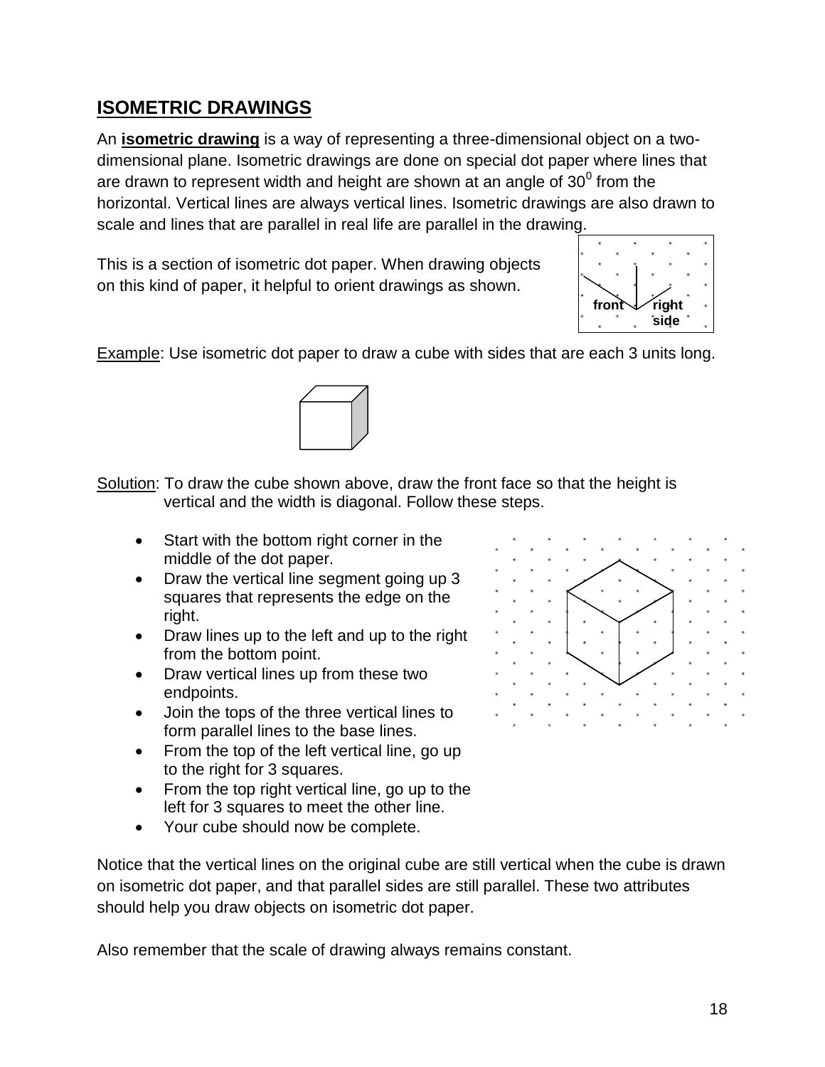## ISOMETRIC DRAWINGS

An **isometric drawing** is a way of representing a three-dimensional object on a two-dimensional plane. Isometric drawings are done on special dot paper where lines that are drawn to represent width and height are shown at an angle of $30^0$ from the horizontal. Vertical lines are always vertical lines. Isometric drawings are also drawn to scale and lines that are parallel in real life are parallel in the drawing.

This is a section of isometric dot paper. When drawing objects on this kind of paper, it helpful to orient drawings as shown.

front right side

Example: Use isometric dot paper to draw a cube with sides that are each 3 units long.

Solution: To draw the cube shown above, draw the front face so that the height is vertical and the width is diagonal. Follow these steps.

- Start with the bottom right corner in the middle of the dot paper.
- Draw the vertical line segment going up 3 squares that represents the edge on the right.
- Draw lines up to the left and up to the right from the bottom point.
- Draw vertical lines up from these two endpoints.
- Join the tops of the three vertical lines to form parallel lines to the base lines.
- From the top of the left vertical line, go up to the right for 3 squares.
- From the top right vertical line, go up to the left for 3 squares to meet the other line.
- Your cube should now be complete.

Notice that the vertical lines on the original cube are still vertical when the cube is drawn on isometric dot paper, and that parallel sides are still parallel. These two attributes should help you draw objects on isometric dot paper.

Also remember that the scale of drawing always remains constant.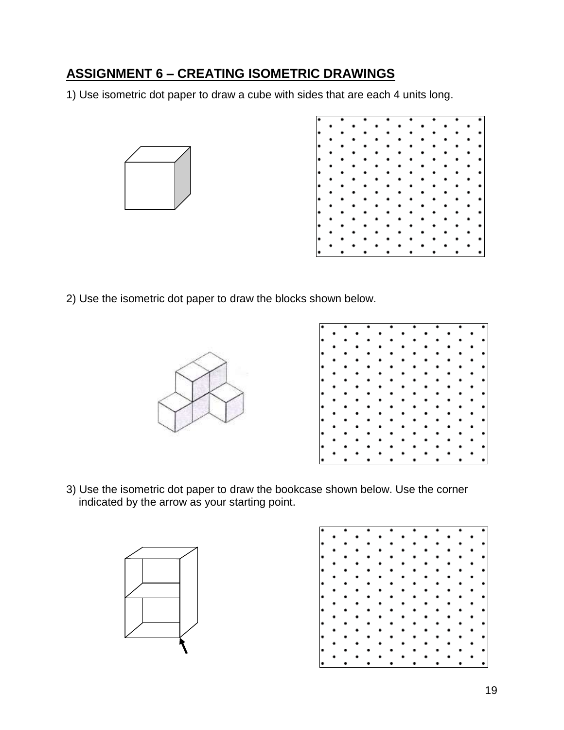## ASSIGNMENT 6 – CREATING ISOMETRIC DRAWINGS

1) Use isometric dot paper to draw a cube with sides that are each 4 units long.

2) Use the isometric dot paper to draw the blocks shown below.

3) Use the isometric dot paper to draw the bookcase shown below. Use the corner indicated by the arrow as your starting point.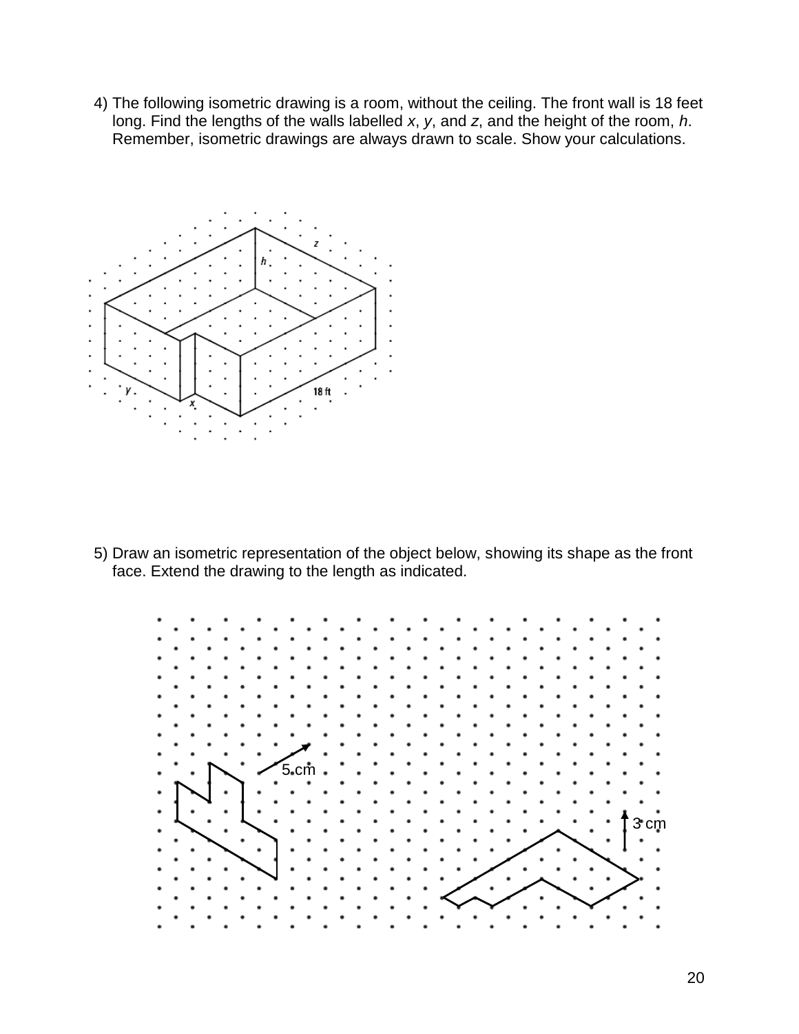4) The following isometric drawing is a room, without the ceiling. The front wall is 18 feet long. Find the lengths of the walls labelled $x$, $y$, and $z$, and the height of the room, $h$. Remember, isometric drawings are always drawn to scale. Show your calculations.

5) Draw an isometric representation of the object below, showing its shape as the front face. Extend the drawing to the length as indicated.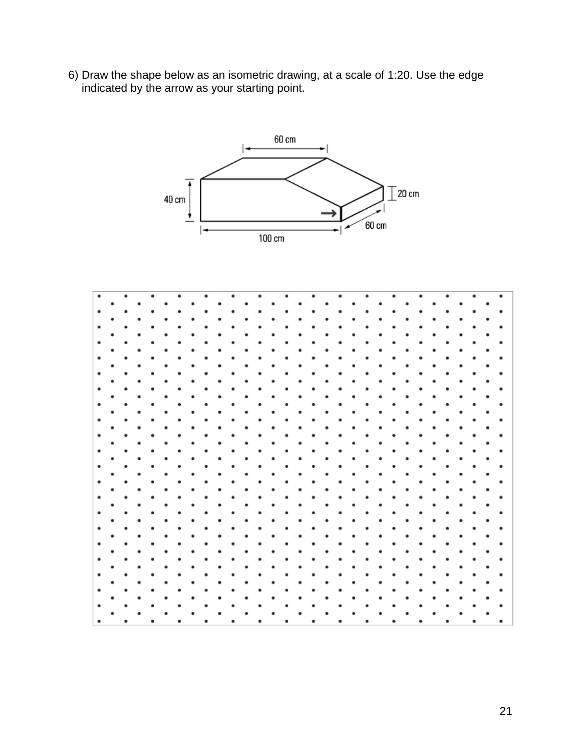6) Draw the shape below as an isometric drawing, at a scale of 1:20. Use the edge indicated by the arrow as your starting point.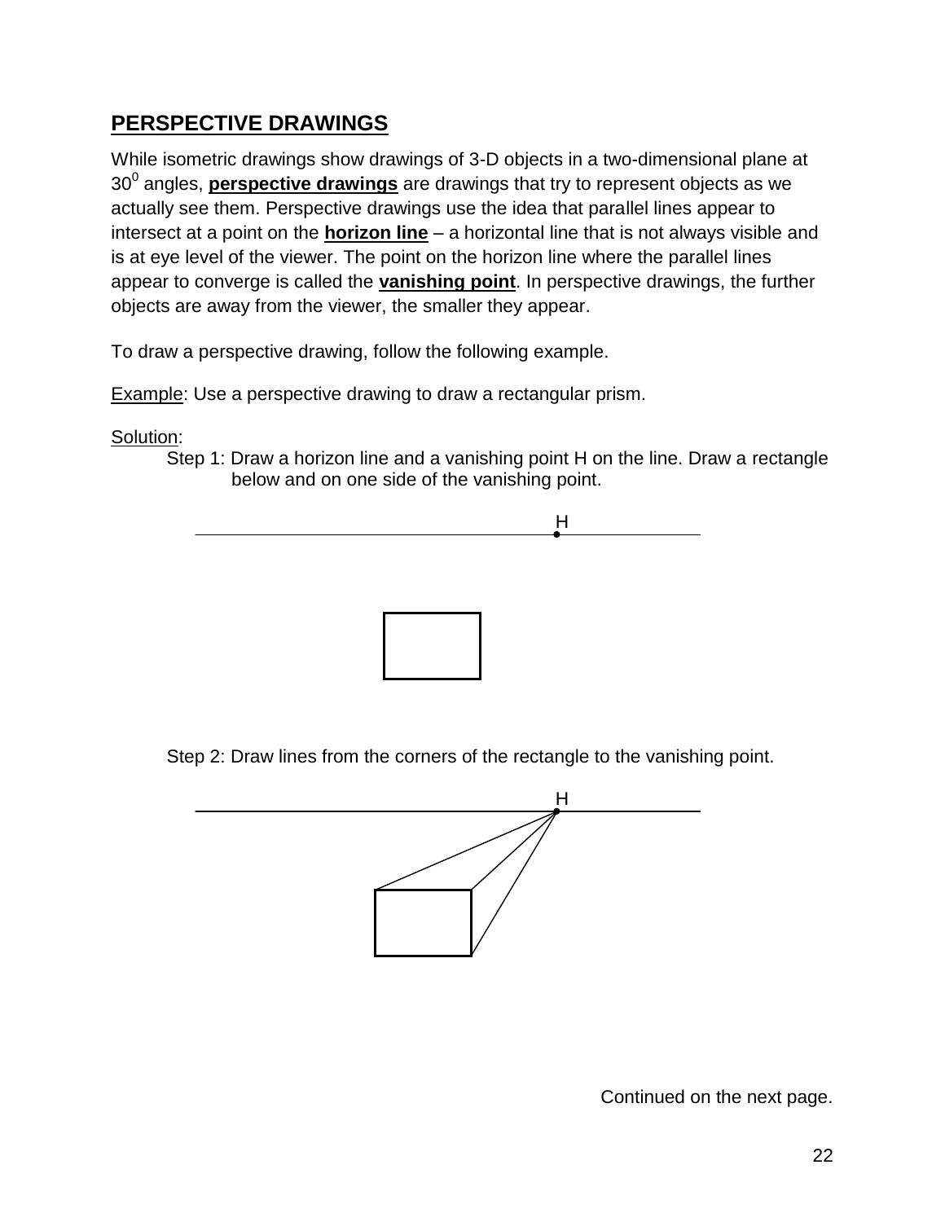## PERSPECTIVE DRAWINGS

While isometric drawings show drawings of 3-D objects in a two-dimensional plane at $30^0$ angles, **perspective drawings** are drawings that try to represent objects as we actually see them. Perspective drawings use the idea that parallel lines appear to intersect at a point on the **horizon line** – a horizontal line that is not always visible and is at eye level of the viewer. The point on the horizon line where the parallel lines appear to converge is called the **vanishing point**. In perspective drawings, the further objects are away from the viewer, the smaller they appear.

To draw a perspective drawing, follow the following example.

Example: Use a perspective drawing to draw a rectangular prism.

Solution:

Step 1: Draw a horizon line and a vanishing point H on the line. Draw a rectangle below and on one side of the vanishing point.

Step 2: Draw lines from the corners of the rectangle to the vanishing point.

Continued on the next page.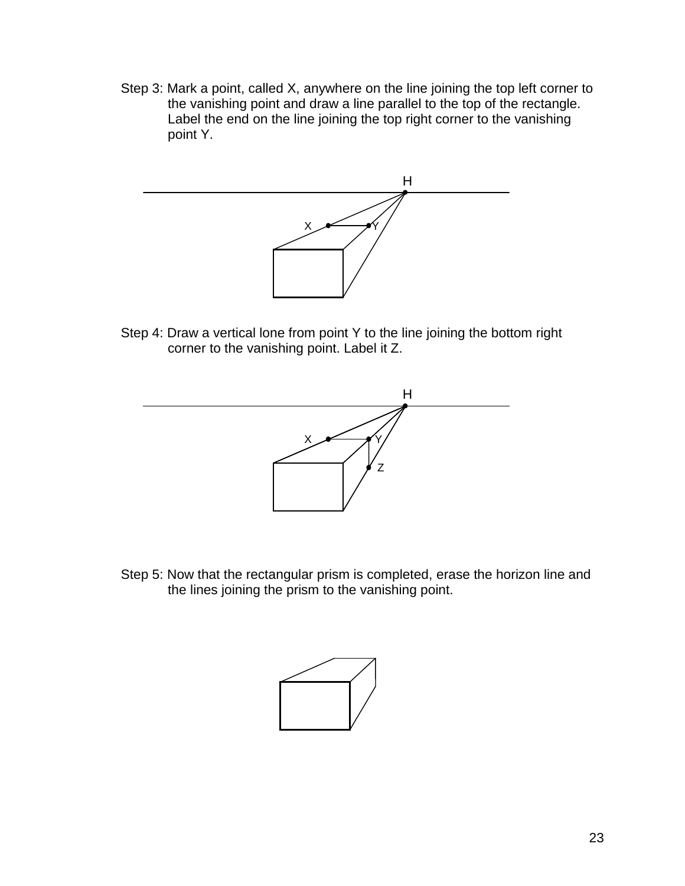Step 3: Mark a point, called X, anywhere on the line joining the top left corner to the vanishing point and draw a line parallel to the top of the rectangle. Label the end on the line joining the top right corner to the vanishing point Y.

Step 4: Draw a vertical lone from point Y to the line joining the bottom right corner to the vanishing point. Label it Z.

Step 5: Now that the rectangular prism is completed, erase the horizon line and the lines joining the prism to the vanishing point.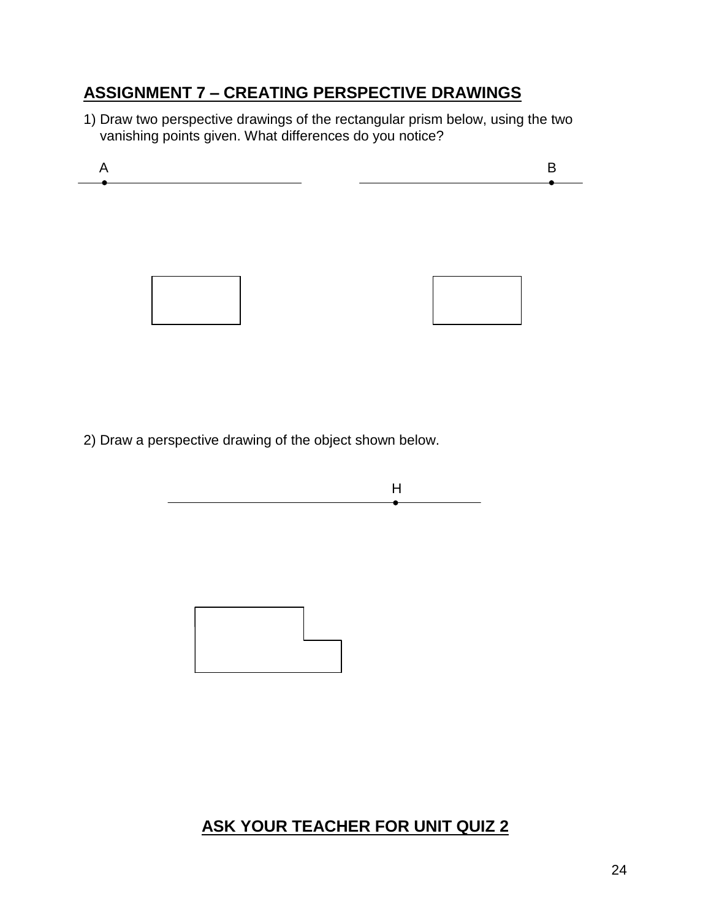## ASSIGNMENT 7 – CREATING PERSPECTIVE DRAWINGS

1) Draw two perspective drawings of the rectangular prism below, using the two vanishing points given. What differences do you notice?

A

B

2) Draw a perspective drawing of the object shown below.

H

## ASK YOUR TEACHER FOR UNIT QUIZ 2